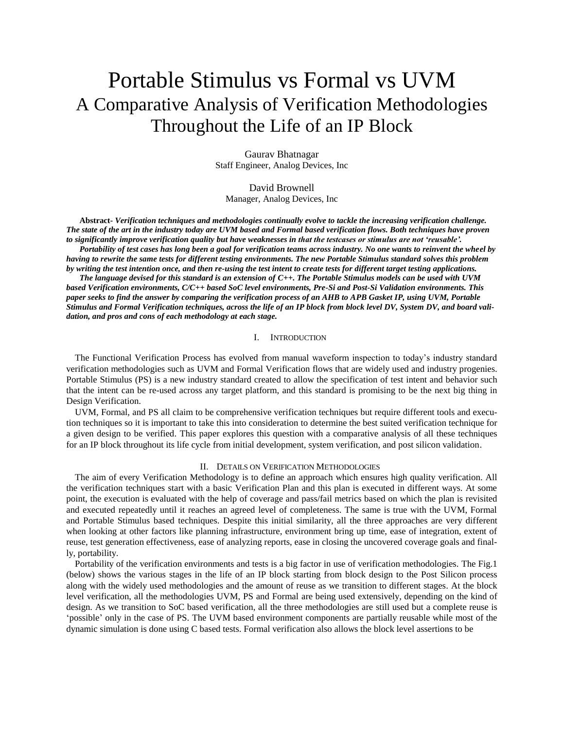# Portable Stimulus vs Formal vs UVM
## A Comparative Analysis of Verification Methodologies Throughout the Life of an IP Block

Gaurav Bhatnagar
Staff Engineer, Analog Devices, Inc

David Brownell
Manager, Analog Devices, Inc

**Abstract-** ***Verification techniques and methodologies continually evolve to tackle the increasing verification challenge. The state of the art in the industry today are UVM based and Formal based verification flows. Both techniques have proven to significantly improve verification quality but have weaknesses in that the testcases or stimulus are not 'reusable'.***

***Portability of test cases has long been a goal for verification teams across industry. No one wants to reinvent the wheel by having to rewrite the same tests for different testing environments. The new Portable Stimulus standard solves this problem by writing the test intention once, and then re-using the test intent to create tests for different target testing applications.***

***The language devised for this standard is an extension of C++. The Portable Stimulus models can be used with UVM based Verification environments, C/C++ based SoC level environments, Pre-Si and Post-Si Validation environments. This paper seeks to find the answer by comparing the verification process of an AHB to APB Gasket IP, using UVM, Portable Stimulus and Formal Verification techniques, across the life of an IP block from block level DV, System DV, and board validation, and pros and cons of each methodology at each stage.***

## I. Introduction

The Functional Verification Process has evolved from manual waveform inspection to today's industry standard verification methodologies such as UVM and Formal Verification flows that are widely used and industry progenies. Portable Stimulus (PS) is a new industry standard created to allow the specification of test intent and behavior such that the intent can be re-used across any target platform, and this standard is promising to be the next big thing in Design Verification.

UVM, Formal, and PS all claim to be comprehensive verification techniques but require different tools and execution techniques so it is important to take this into consideration to determine the best suited verification technique for a given design to be verified. This paper explores this question with a comparative analysis of all these techniques for an IP block throughout its life cycle from initial development, system verification, and post silicon validation.

## II. Details on Verification Methodologies

The aim of every Verification Methodology is to define an approach which ensures high quality verification. All the verification techniques start with a basic Verification Plan and this plan is executed in different ways. At some point, the execution is evaluated with the help of coverage and pass/fail metrics based on which the plan is revisited and executed repeatedly until it reaches an agreed level of completeness. The same is true with the UVM, Formal and Portable Stimulus based techniques. Despite this initial similarity, all the three approaches are very different when looking at other factors like planning infrastructure, environment bring up time, ease of integration, extent of reuse, test generation effectiveness, ease of analyzing reports, ease in closing the uncovered coverage goals and finally, portability.

Portability of the verification environments and tests is a big factor in use of verification methodologies. The Fig.1 (below) shows the various stages in the life of an IP block starting from block design to the Post Silicon process along with the widely used methodologies and the amount of reuse as we transition to different stages. At the block level verification, all the methodologies UVM, PS and Formal are being used extensively, depending on the kind of design. As we transition to SoC based verification, all the three methodologies are still used but a complete reuse is 'possible' only in the case of PS. The UVM based environment components are partially reusable while most of the dynamic simulation is done using C based tests. Formal verification also allows the block level assertions to be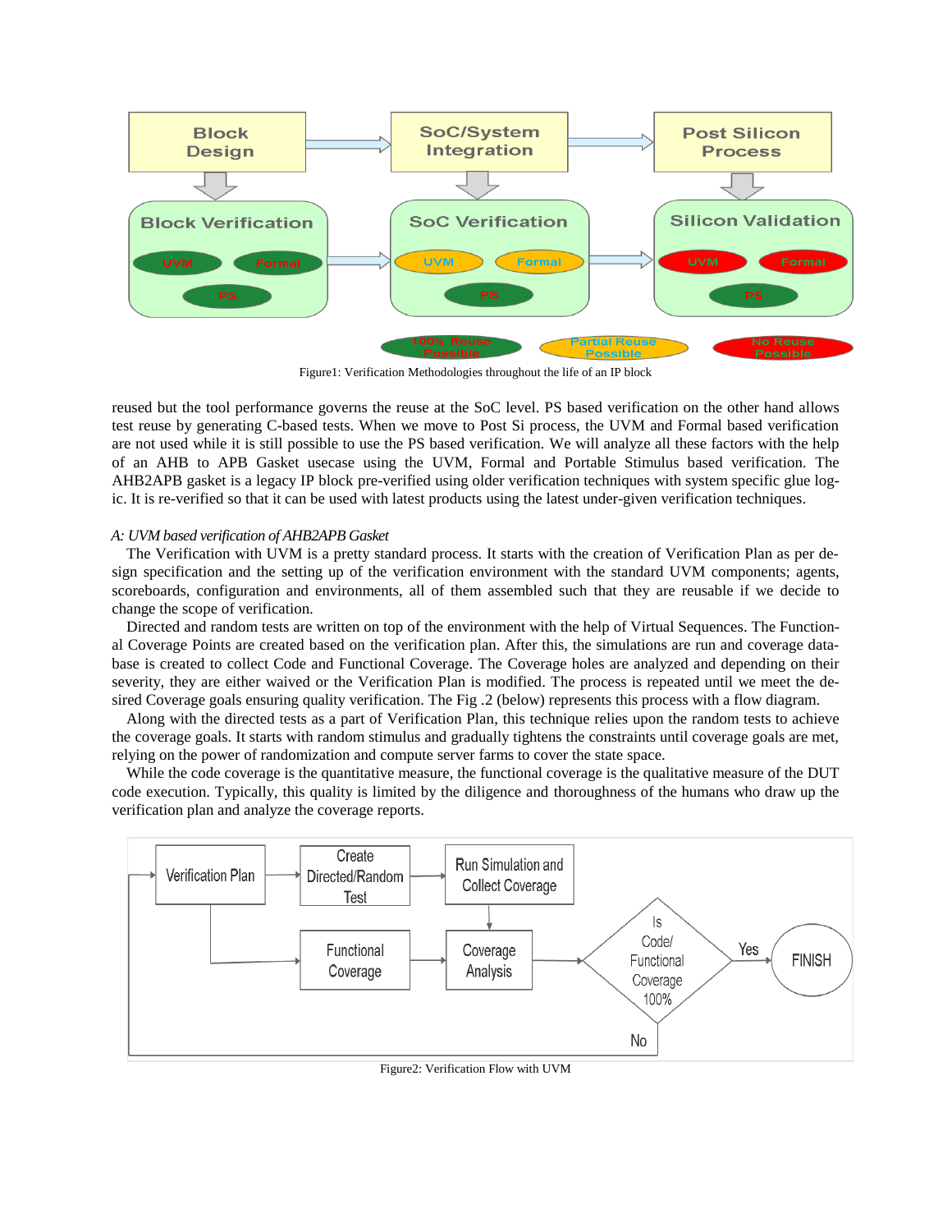Figure1: Verification Methodologies throughout the life of an IP block

reused but the tool performance governs the reuse at the SoC level. PS based verification on the other hand allows test reuse by generating C-based tests. When we move to Post Si process, the UVM and Formal based verification are not used while it is still possible to use the PS based verification. We will analyze all these factors with the help of an AHB to APB Gasket usecase using the UVM, Formal and Portable Stimulus based verification. The AHB2APB gasket is a legacy IP block pre-verified using older verification techniques with system specific glue logic. It is re-verified so that it can be used with latest products using the latest under-given verification techniques.

*A: UVM based verification of AHB2APB Gasket*

The Verification with UVM is a pretty standard process. It starts with the creation of Verification Plan as per design specification and the setting up of the verification environment with the standard UVM components; agents, scoreboards, configuration and environments, all of them assembled such that they are reusable if we decide to change the scope of verification.

Directed and random tests are written on top of the environment with the help of Virtual Sequences. The Functional Coverage Points are created based on the verification plan. After this, the simulations are run and coverage database is created to collect Code and Functional Coverage. The Coverage holes are analyzed and depending on their severity, they are either waived or the Verification Plan is modified. The process is repeated until we meet the desired Coverage goals ensuring quality verification. The Fig .2 (below) represents this process with a flow diagram.

Along with the directed tests as a part of Verification Plan, this technique relies upon the random tests to achieve the coverage goals. It starts with random stimulus and gradually tightens the constraints until coverage goals are met, relying on the power of randomization and compute server farms to cover the state space.

While the code coverage is the quantitative measure, the functional coverage is the qualitative measure of the DUT code execution. Typically, this quality is limited by the diligence and thoroughness of the humans who draw up the verification plan and analyze the coverage reports.

Figure2: Verification Flow with UVM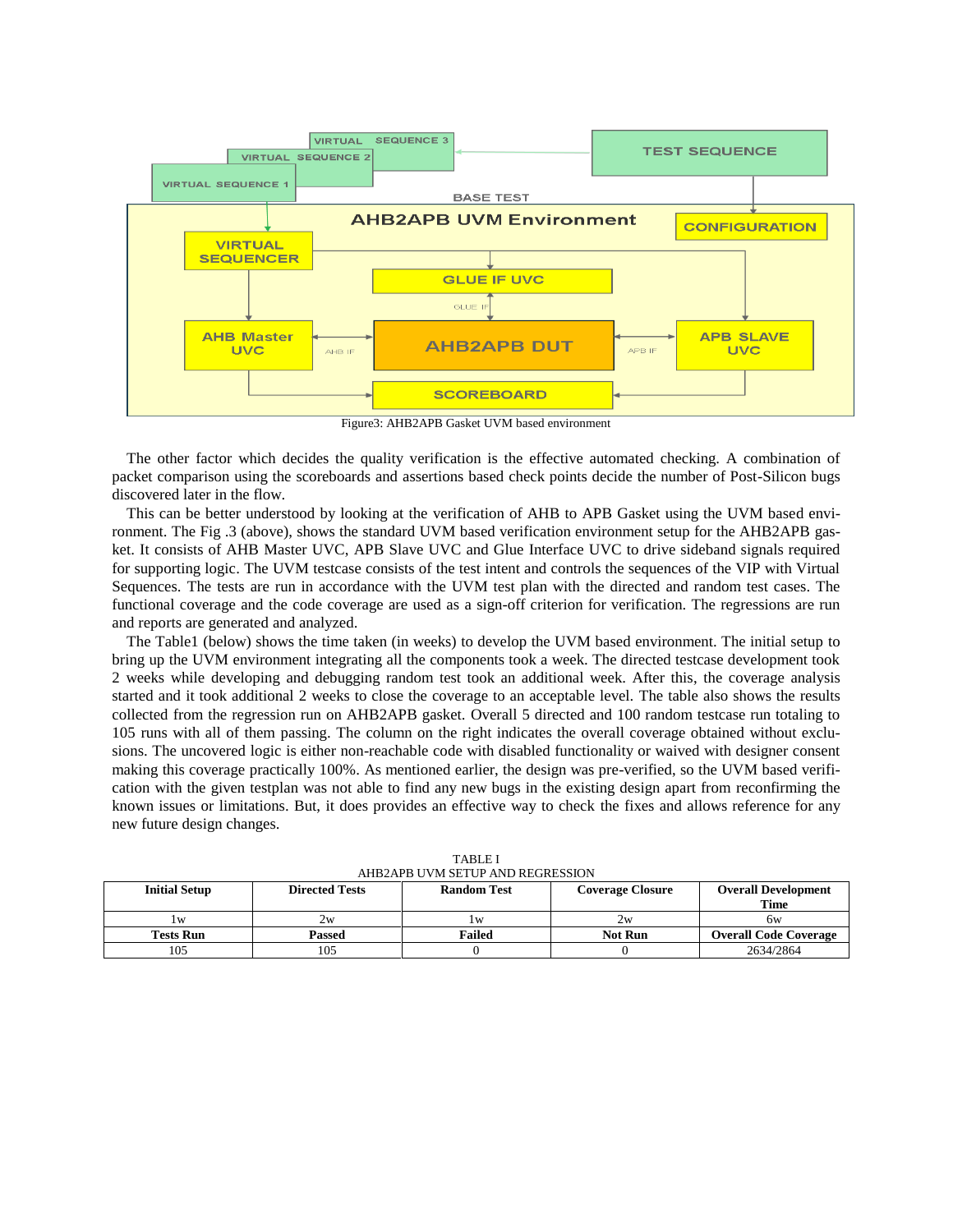Figure3: AHB2APB Gasket UVM based environment

The other factor which decides the quality verification is the effective automated checking. A combination of packet comparison using the scoreboards and assertions based check points decide the number of Post-Silicon bugs discovered later in the flow.

This can be better understood by looking at the verification of AHB to APB Gasket using the UVM based environment. The Fig .3 (above), shows the standard UVM based verification environment setup for the AHB2APB gasket. It consists of AHB Master UVC, APB Slave UVC and Glue Interface UVC to drive sideband signals required for supporting logic. The UVM testcase consists of the test intent and controls the sequences of the VIP with Virtual Sequences. The tests are run in accordance with the UVM test plan with the directed and random test cases. The functional coverage and the code coverage are used as a sign-off criterion for verification. The regressions are run and reports are generated and analyzed.

The Table1 (below) shows the time taken (in weeks) to develop the UVM based environment. The initial setup to bring up the UVM environment integrating all the components took a week. The directed testcase development took 2 weeks while developing and debugging random test took an additional week. After this, the coverage analysis started and it took additional 2 weeks to close the coverage to an acceptable level. The table also shows the results collected from the regression run on AHB2APB gasket. Overall 5 directed and 100 random testcase run totaling to 105 runs with all of them passing. The column on the right indicates the overall coverage obtained without exclusions. The uncovered logic is either non-reachable code with disabled functionality or waived with designer consent making this coverage practically 100%. As mentioned earlier, the design was pre-verified, so the UVM based verification with the given testplan was not able to find any new bugs in the existing design apart from reconfirming the known issues or limitations. But, it does provides an effective way to check the fixes and allows reference for any new future design changes.

TABLE I
AHB2APB UVM SETUP AND REGRESSION

| Initial Setup | Directed Tests | Random Test | Coverage Closure | Overall Development Time |
|---|---|---|---|---|
| 1w | 2w | 1w | 2w | 6w |
| **Tests Run** | **Passed** | **Failed** | **Not Run** | **Overall Code Coverage** |
| 105 | 105 | 0 | 0 | 2634/2864 |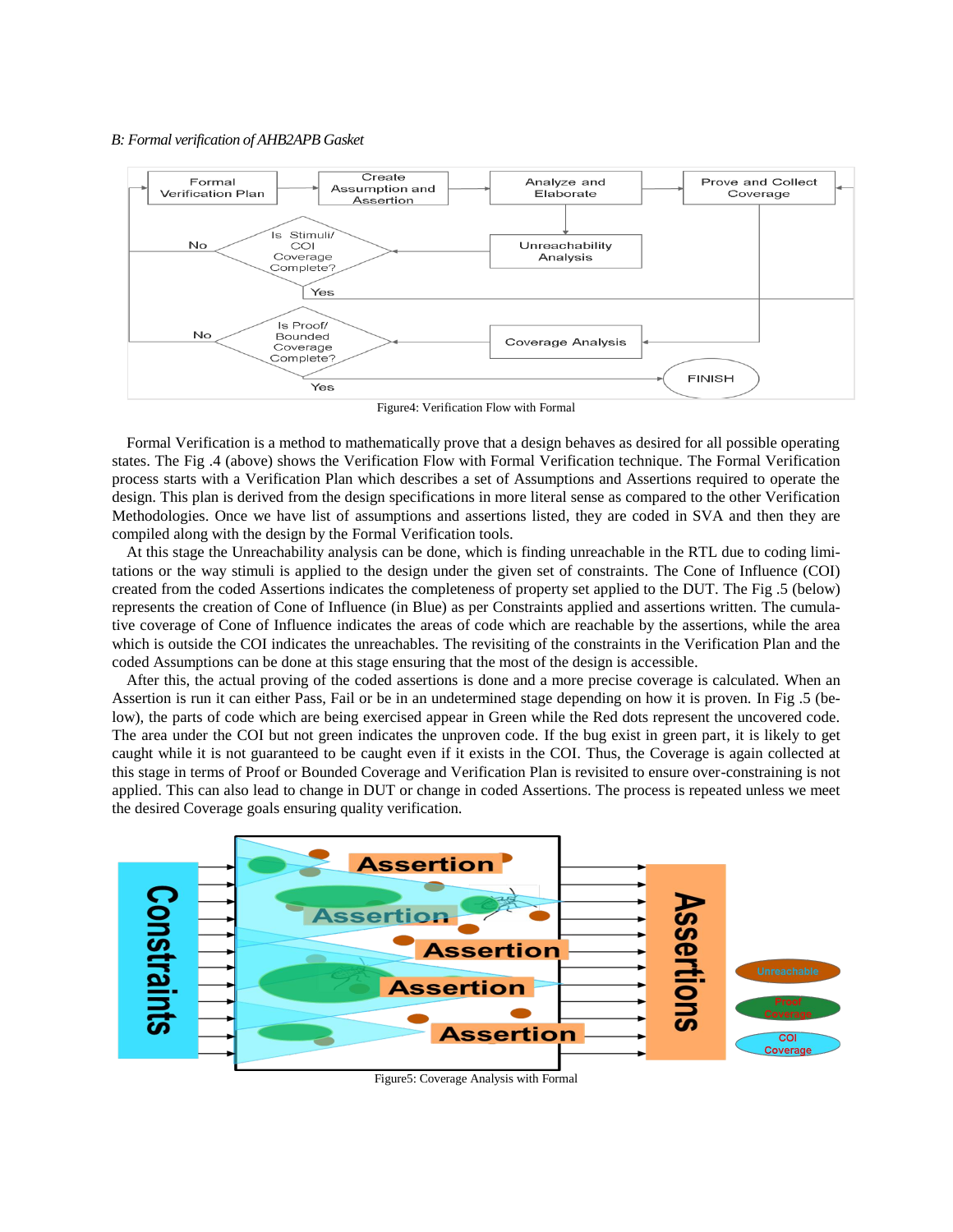*B: Formal verification of AHB2APB Gasket*

Figure4: Verification Flow with Formal

Formal Verification is a method to mathematically prove that a design behaves as desired for all possible operating states. The Fig .4 (above) shows the Verification Flow with Formal Verification technique. The Formal Verification process starts with a Verification Plan which describes a set of Assumptions and Assertions required to operate the design. This plan is derived from the design specifications in more literal sense as compared to the other Verification Methodologies. Once we have list of assumptions and assertions listed, they are coded in SVA and then they are compiled along with the design by the Formal Verification tools.

At this stage the Unreachability analysis can be done, which is finding unreachable in the RTL due to coding limitations or the way stimuli is applied to the design under the given set of constraints. The Cone of Influence (COI) created from the coded Assertions indicates the completeness of property set applied to the DUT. The Fig .5 (below) represents the creation of Cone of Influence (in Blue) as per Constraints applied and assertions written. The cumulative coverage of Cone of Influence indicates the areas of code which are reachable by the assertions, while the area which is outside the COI indicates the unreachables. The revisiting of the constraints in the Verification Plan and the coded Assumptions can be done at this stage ensuring that the most of the design is accessible.

After this, the actual proving of the coded assertions is done and a more precise coverage is calculated. When an Assertion is run it can either Pass, Fail or be in an undetermined stage depending on how it is proven. In Fig .5 (below), the parts of code which are being exercised appear in Green while the Red dots represent the uncovered code. The area under the COI but not green indicates the unproven code. If the bug exist in green part, it is likely to get caught while it is not guaranteed to be caught even if it exists in the COI. Thus, the Coverage is again collected at this stage in terms of Proof or Bounded Coverage and Verification Plan is revisited to ensure over-constraining is not applied. This can also lead to change in DUT or change in coded Assertions. The process is repeated unless we meet the desired Coverage goals ensuring quality verification.

Figure5: Coverage Analysis with Formal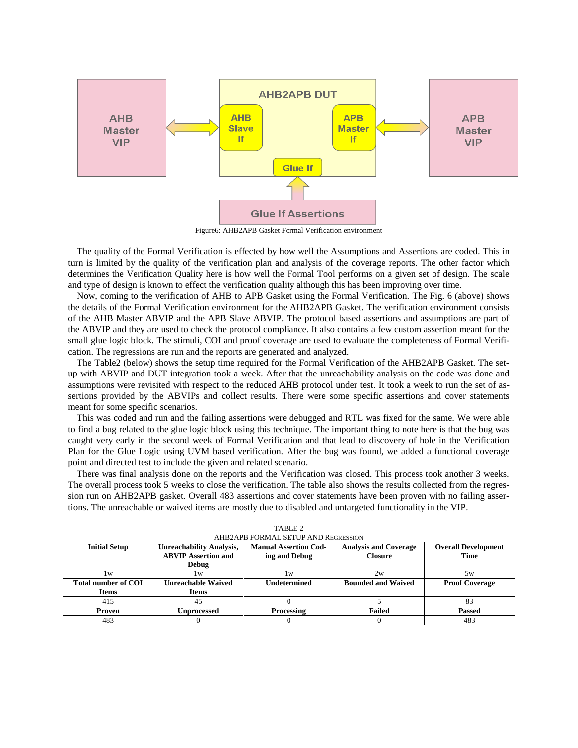AHB Master VIP

AHB2APB DUT

AHB Slave If

APB Master If

Glue If

APB Master VIP

Glue If Assertions

Figure6: AHB2APB Gasket Formal Verification environment

The quality of the Formal Verification is effected by how well the Assumptions and Assertions are coded. This in turn is limited by the quality of the verification plan and analysis of the coverage reports. The other factor which determines the Verification Quality here is how well the Formal Tool performs on a given set of design. The scale and type of design is known to effect the verification quality although this has been improving over time.

Now, coming to the verification of AHB to APB Gasket using the Formal Verification. The Fig. 6 (above) shows the details of the Formal Verification environment for the AHB2APB Gasket. The verification environment consists of the AHB Master ABVIP and the APB Slave ABVIP. The protocol based assertions and assumptions are part of the ABVIP and they are used to check the protocol compliance. It also contains a few custom assertion meant for the small glue logic block. The stimuli, COI and proof coverage are used to evaluate the completeness of Formal Verification. The regressions are run and the reports are generated and analyzed.

The Table2 (below) shows the setup time required for the Formal Verification of the AHB2APB Gasket. The setup with ABVIP and DUT integration took a week. After that the unreachability analysis on the code was done and assumptions were revisited with respect to the reduced AHB protocol under test. It took a week to run the set of assertions provided by the ABVIPs and collect results. There were some specific assertions and cover statements meant for some specific scenarios.

This was coded and run and the failing assertions were debugged and RTL was fixed for the same. We were able to find a bug related to the glue logic block using this technique. The important thing to note here is that the bug was caught very early in the second week of Formal Verification and that lead to discovery of hole in the Verification Plan for the Glue Logic using UVM based verification. After the bug was found, we added a functional coverage point and directed test to include the given and related scenario.

There was final analysis done on the reports and the Verification was closed. This process took another 3 weeks. The overall process took 5 weeks to close the verification. The table also shows the results collected from the regression run on AHB2APB gasket. Overall 483 assertions and cover statements have been proven with no failing assertions. The unreachable or waived items are mostly due to disabled and untargeted functionality in the VIP.

TABLE 2
AHB2APB FORMAL SETUP AND REGRESSION

| **Initial Setup** | **Unreachability Analysis, ABVIP Assertion and Debug** | **Manual Assertion Coding and Debug** | **Analysis and Coverage Closure** | **Overall Development Time** |
|---|---|---|---|---|
| 1w | 1w | 1w | 2w | 5w |
| **Total number of COI Items** | **Unreachable Waived Items** | **Undetermined** | **Bounded and Waived** | **Proof Coverage** |
| 415 | 45 | 0 | 5 | 83 |
| **Proven** | **Unprocessed** | **Processing** | **Failed** | **Passed** |
| 483 | 0 | 0 | 0 | 483 |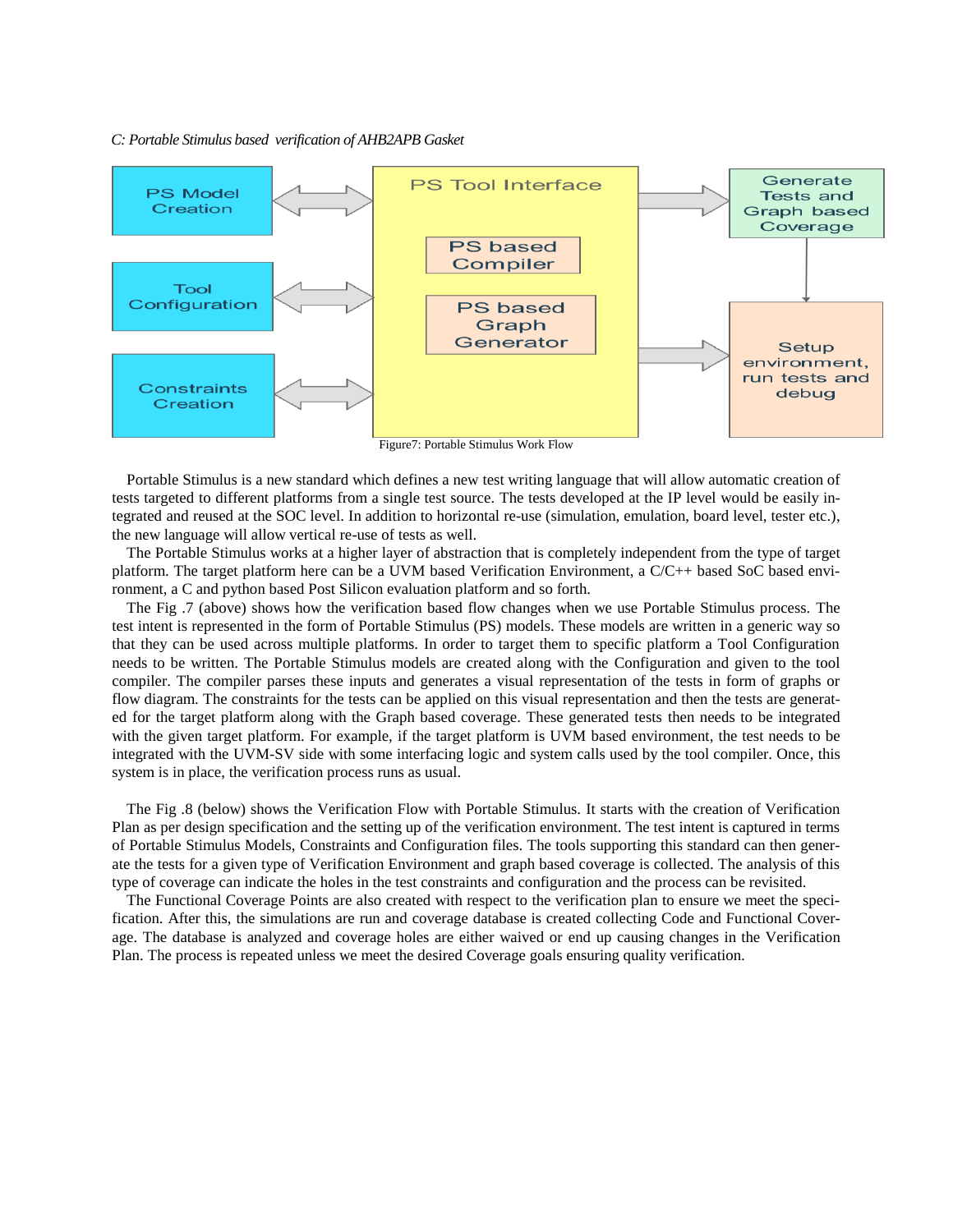*C: Portable Stimulus based verification of AHB2APB Gasket*

Figure7: Portable Stimulus Work Flow

Portable Stimulus is a new standard which defines a new test writing language that will allow automatic creation of tests targeted to different platforms from a single test source. The tests developed at the IP level would be easily integrated and reused at the SOC level. In addition to horizontal re-use (simulation, emulation, board level, tester etc.), the new language will allow vertical re-use of tests as well.

The Portable Stimulus works at a higher layer of abstraction that is completely independent from the type of target platform. The target platform here can be a UVM based Verification Environment, a C/C++ based SoC based environment, a C and python based Post Silicon evaluation platform and so forth.

The Fig .7 (above) shows how the verification based flow changes when we use Portable Stimulus process. The test intent is represented in the form of Portable Stimulus (PS) models. These models are written in a generic way so that they can be used across multiple platforms. In order to target them to specific platform a Tool Configuration needs to be written. The Portable Stimulus models are created along with the Configuration and given to the tool compiler. The compiler parses these inputs and generates a visual representation of the tests in form of graphs or flow diagram. The constraints for the tests can be applied on this visual representation and then the tests are generated for the target platform along with the Graph based coverage. These generated tests then needs to be integrated with the given target platform. For example, if the target platform is UVM based environment, the test needs to be integrated with the UVM-SV side with some interfacing logic and system calls used by the tool compiler. Once, this system is in place, the verification process runs as usual.

The Fig .8 (below) shows the Verification Flow with Portable Stimulus. It starts with the creation of Verification Plan as per design specification and the setting up of the verification environment. The test intent is captured in terms of Portable Stimulus Models, Constraints and Configuration files. The tools supporting this standard can then generate the tests for a given type of Verification Environment and graph based coverage is collected. The analysis of this type of coverage can indicate the holes in the test constraints and configuration and the process can be revisited.

The Functional Coverage Points are also created with respect to the verification plan to ensure we meet the specification. After this, the simulations are run and coverage database is created collecting Code and Functional Coverage. The database is analyzed and coverage holes are either waived or end up causing changes in the Verification Plan. The process is repeated unless we meet the desired Coverage goals ensuring quality verification.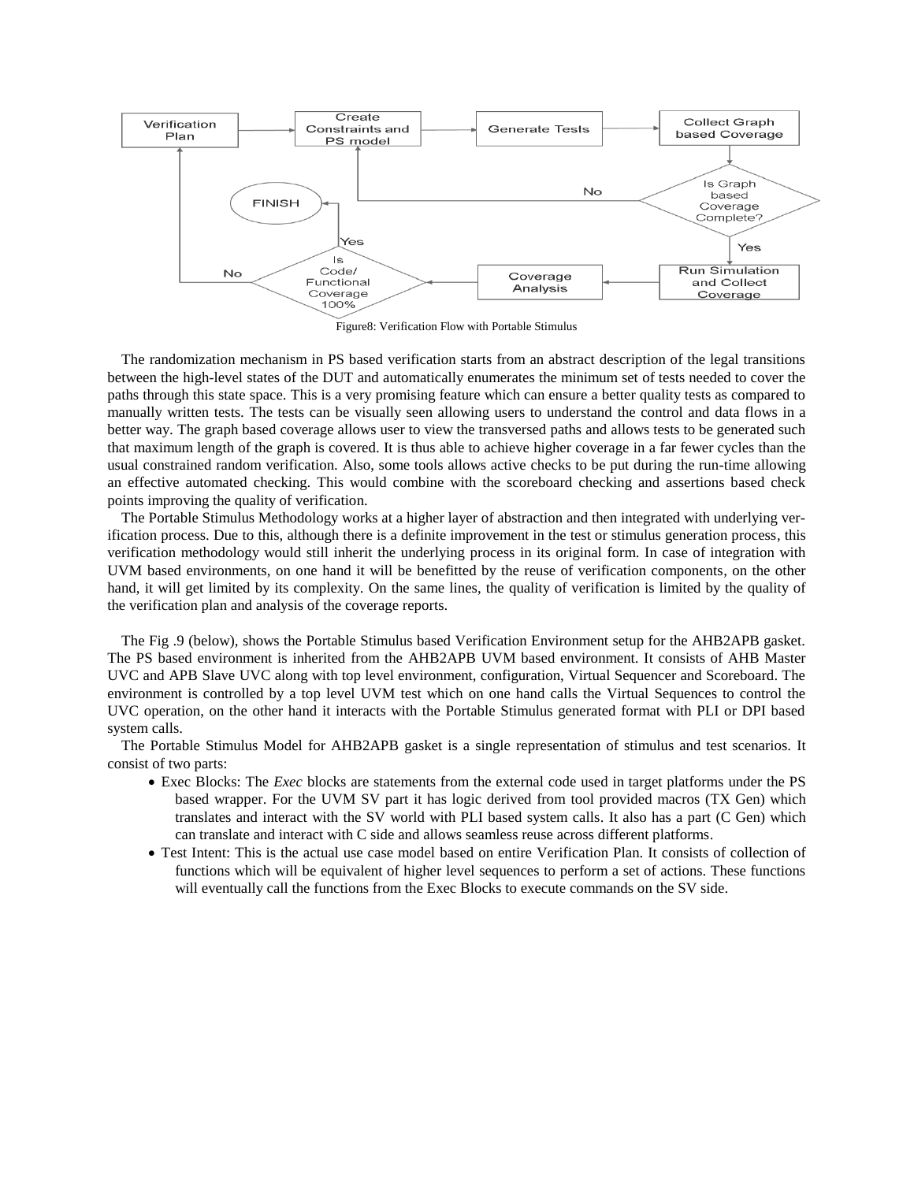Figure8: Verification Flow with Portable Stimulus

The randomization mechanism in PS based verification starts from an abstract description of the legal transitions between the high-level states of the DUT and automatically enumerates the minimum set of tests needed to cover the paths through this state space. This is a very promising feature which can ensure a better quality tests as compared to manually written tests. The tests can be visually seen allowing users to understand the control and data flows in a better way. The graph based coverage allows user to view the transversed paths and allows tests to be generated such that maximum length of the graph is covered. It is thus able to achieve higher coverage in a far fewer cycles than the usual constrained random verification. Also, some tools allows active checks to be put during the run-time allowing an effective automated checking. This would combine with the scoreboard checking and assertions based check points improving the quality of verification.

The Portable Stimulus Methodology works at a higher layer of abstraction and then integrated with underlying verification process. Due to this, although there is a definite improvement in the test or stimulus generation process, this verification methodology would still inherit the underlying process in its original form. In case of integration with UVM based environments, on one hand it will be benefitted by the reuse of verification components, on the other hand, it will get limited by its complexity. On the same lines, the quality of verification is limited by the quality of the verification plan and analysis of the coverage reports.

The Fig .9 (below), shows the Portable Stimulus based Verification Environment setup for the AHB2APB gasket. The PS based environment is inherited from the AHB2APB UVM based environment. It consists of AHB Master UVC and APB Slave UVC along with top level environment, configuration, Virtual Sequencer and Scoreboard. The environment is controlled by a top level UVM test which on one hand calls the Virtual Sequences to control the UVC operation, on the other hand it interacts with the Portable Stimulus generated format with PLI or DPI based system calls.

The Portable Stimulus Model for AHB2APB gasket is a single representation of stimulus and test scenarios. It consist of two parts:

- Exec Blocks: The *Exec* blocks are statements from the external code used in target platforms under the PS based wrapper. For the UVM SV part it has logic derived from tool provided macros (TX Gen) which translates and interact with the SV world with PLI based system calls. It also has a part (C Gen) which can translate and interact with C side and allows seamless reuse across different platforms.
- Test Intent: This is the actual use case model based on entire Verification Plan. It consists of collection of functions which will be equivalent of higher level sequences to perform a set of actions. These functions will eventually call the functions from the Exec Blocks to execute commands on the SV side.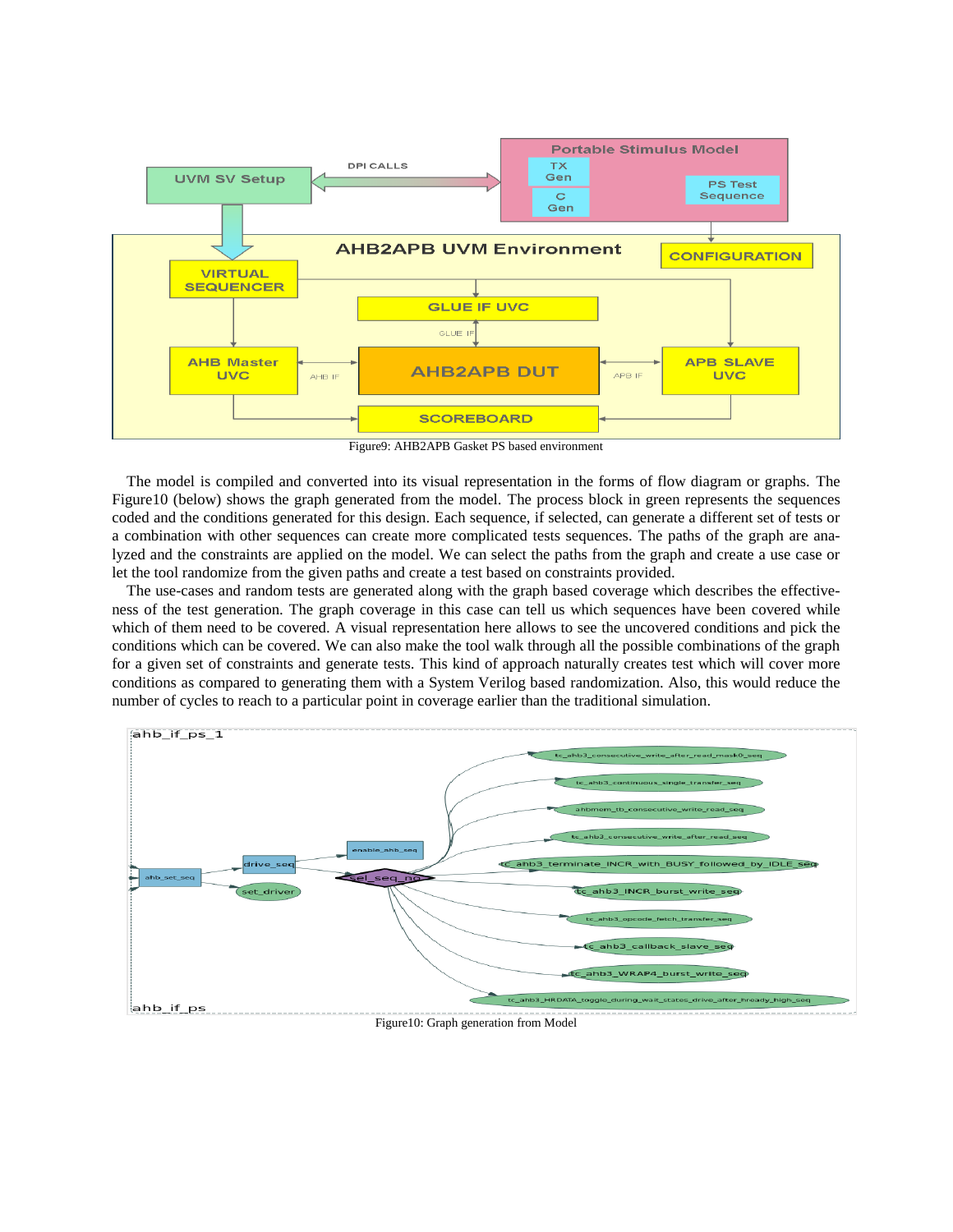Figure9: AHB2APB Gasket PS based environment

The model is compiled and converted into its visual representation in the forms of flow diagram or graphs. The Figure10 (below) shows the graph generated from the model. The process block in green represents the sequences coded and the conditions generated for this design. Each sequence, if selected, can generate a different set of tests or a combination with other sequences can create more complicated tests sequences. The paths of the graph are analyzed and the constraints are applied on the model. We can select the paths from the graph and create a use case or let the tool randomize from the given paths and create a test based on constraints provided.

The use-cases and random tests are generated along with the graph based coverage which describes the effectiveness of the test generation. The graph coverage in this case can tell us which sequences have been covered while which of them need to be covered. A visual representation here allows to see the uncovered conditions and pick the conditions which can be covered. We can also make the tool walk through all the possible combinations of the graph for a given set of constraints and generate tests. This kind of approach naturally creates test which will cover more conditions as compared to generating them with a System Verilog based randomization. Also, this would reduce the number of cycles to reach to a particular point in coverage earlier than the traditional simulation.

Figure10: Graph generation from Model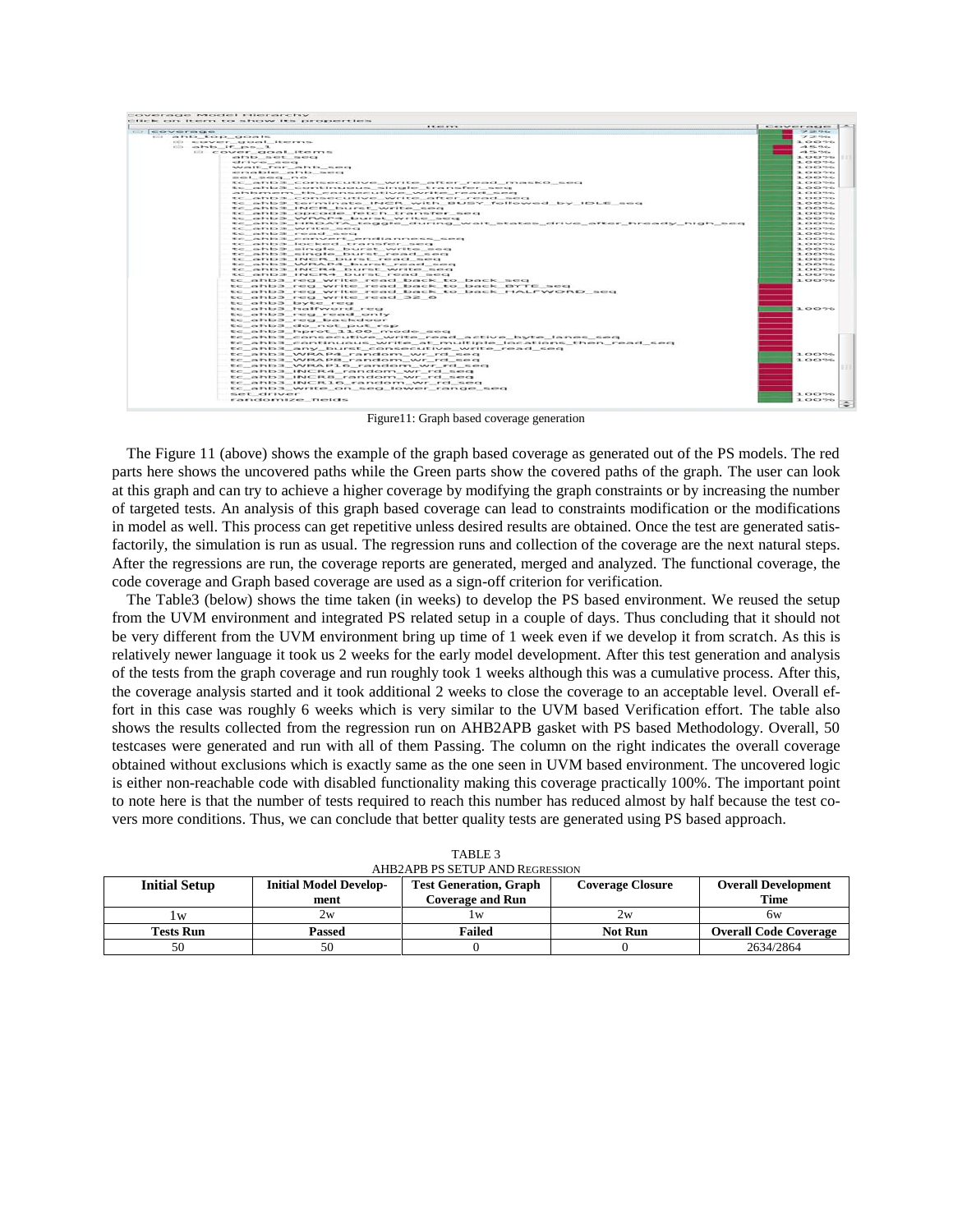Figure11: Graph based coverage generation

The Figure 11 (above) shows the example of the graph based coverage as generated out of the PS models. The red parts here shows the uncovered paths while the Green parts show the covered paths of the graph. The user can look at this graph and can try to achieve a higher coverage by modifying the graph constraints or by increasing the number of targeted tests. An analysis of this graph based coverage can lead to constraints modification or the modifications in model as well. This process can get repetitive unless desired results are obtained. Once the test are generated satisfactorily, the simulation is run as usual. The regression runs and collection of the coverage are the next natural steps. After the regressions are run, the coverage reports are generated, merged and analyzed. The functional coverage, the code coverage and Graph based coverage are used as a sign-off criterion for verification.

The Table3 (below) shows the time taken (in weeks) to develop the PS based environment. We reused the setup from the UVM environment and integrated PS related setup in a couple of days. Thus concluding that it should not be very different from the UVM environment bring up time of 1 week even if we develop it from scratch. As this is relatively newer language it took us 2 weeks for the early model development. After this test generation and analysis of the tests from the graph coverage and run roughly took 1 weeks although this was a cumulative process. After this, the coverage analysis started and it took additional 2 weeks to close the coverage to an acceptable level. Overall effort in this case was roughly 6 weeks which is very similar to the UVM based Verification effort. The table also shows the results collected from the regression run on AHB2APB gasket with PS based Methodology. Overall, 50 testcases were generated and run with all of them Passing. The column on the right indicates the overall coverage obtained without exclusions which is exactly same as the one seen in UVM based environment. The uncovered logic is either non-reachable code with disabled functionality making this coverage practically 100%. The important point to note here is that the number of tests required to reach this number has reduced almost by half because the test covers more conditions. Thus, we can conclude that better quality tests are generated using PS based approach.

TABLE 3
AHB2APB PS SETUP AND REGRESSION

| **Initial Setup** | **Initial Model Development** | **Test Generation, Graph Coverage and Run** | **Coverage Closure** | **Overall Development Time** |
|---|---|---|---|---|
| 1w | 2w | 1w | 2w | 6w |
| **Tests Run** | **Passed** | **Failed** | **Not Run** | **Overall Code Coverage** |
| 50 | 50 | 0 | 0 | 2634/2864 |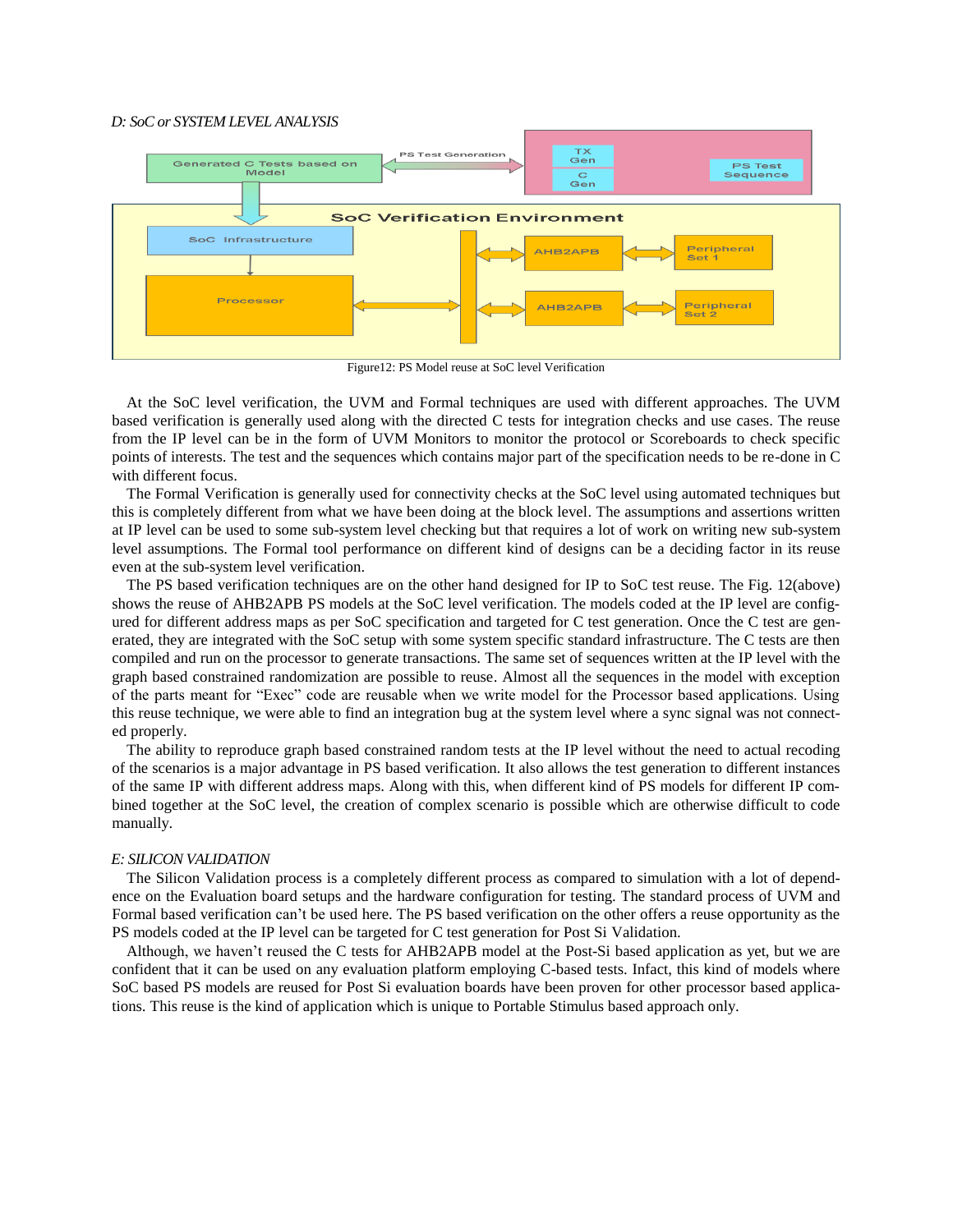*D: SoC or SYSTEM LEVEL ANALYSIS*

Figure12: PS Model reuse at SoC level Verification

At the SoC level verification, the UVM and Formal techniques are used with different approaches. The UVM based verification is generally used along with the directed C tests for integration checks and use cases. The reuse from the IP level can be in the form of UVM Monitors to monitor the protocol or Scoreboards to check specific points of interests. The test and the sequences which contains major part of the specification needs to be re-done in C with different focus.

The Formal Verification is generally used for connectivity checks at the SoC level using automated techniques but this is completely different from what we have been doing at the block level. The assumptions and assertions written at IP level can be used to some sub-system level checking but that requires a lot of work on writing new sub-system level assumptions. The Formal tool performance on different kind of designs can be a deciding factor in its reuse even at the sub-system level verification.

The PS based verification techniques are on the other hand designed for IP to SoC test reuse. The Fig. 12(above) shows the reuse of AHB2APB PS models at the SoC level verification. The models coded at the IP level are configured for different address maps as per SoC specification and targeted for C test generation. Once the C test are generated, they are integrated with the SoC setup with some system specific standard infrastructure. The C tests are then compiled and run on the processor to generate transactions. The same set of sequences written at the IP level with the graph based constrained randomization are possible to reuse. Almost all the sequences in the model with exception of the parts meant for "Exec" code are reusable when we write model for the Processor based applications. Using this reuse technique, we were able to find an integration bug at the system level where a sync signal was not connected properly.

The ability to reproduce graph based constrained random tests at the IP level without the need to actual recoding of the scenarios is a major advantage in PS based verification. It also allows the test generation to different instances of the same IP with different address maps. Along with this, when different kind of PS models for different IP combined together at the SoC level, the creation of complex scenario is possible which are otherwise difficult to code manually.

*E: SILICON VALIDATION*

The Silicon Validation process is a completely different process as compared to simulation with a lot of dependence on the Evaluation board setups and the hardware configuration for testing. The standard process of UVM and Formal based verification can't be used here. The PS based verification on the other offers a reuse opportunity as the PS models coded at the IP level can be targeted for C test generation for Post Si Validation.

Although, we haven't reused the C tests for AHB2APB model at the Post-Si based application as yet, but we are confident that it can be used on any evaluation platform employing C-based tests. Infact, this kind of models where SoC based PS models are reused for Post Si evaluation boards have been proven for other processor based applications. This reuse is the kind of application which is unique to Portable Stimulus based approach only.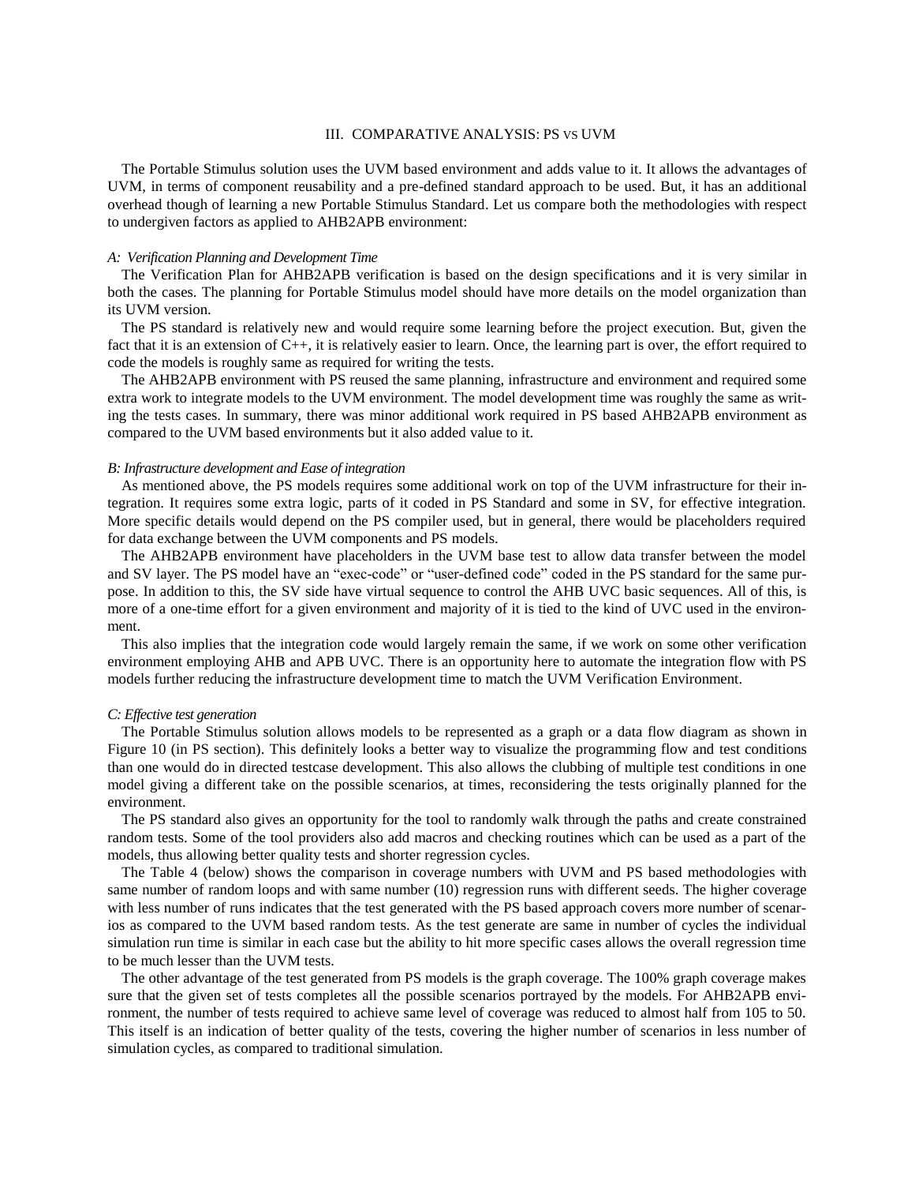## III. COMPARATIVE ANALYSIS: PS VS UVM

The Portable Stimulus solution uses the UVM based environment and adds value to it. It allows the advantages of UVM, in terms of component reusability and a pre-defined standard approach to be used. But, it has an additional overhead though of learning a new Portable Stimulus Standard. Let us compare both the methodologies with respect to undergiven factors as applied to AHB2APB environment:

### *A: Verification Planning and Development Time*

The Verification Plan for AHB2APB verification is based on the design specifications and it is very similar in both the cases. The planning for Portable Stimulus model should have more details on the model organization than its UVM version.

The PS standard is relatively new and would require some learning before the project execution. But, given the fact that it is an extension of C++, it is relatively easier to learn. Once, the learning part is over, the effort required to code the models is roughly same as required for writing the tests.

The AHB2APB environment with PS reused the same planning, infrastructure and environment and required some extra work to integrate models to the UVM environment. The model development time was roughly the same as writing the tests cases. In summary, there was minor additional work required in PS based AHB2APB environment as compared to the UVM based environments but it also added value to it.

### *B: Infrastructure development and Ease of integration*

As mentioned above, the PS models requires some additional work on top of the UVM infrastructure for their integration. It requires some extra logic, parts of it coded in PS Standard and some in SV, for effective integration. More specific details would depend on the PS compiler used, but in general, there would be placeholders required for data exchange between the UVM components and PS models.

The AHB2APB environment have placeholders in the UVM base test to allow data transfer between the model and SV layer. The PS model have an "exec-code" or "user-defined code" coded in the PS standard for the same purpose. In addition to this, the SV side have virtual sequence to control the AHB UVC basic sequences. All of this, is more of a one-time effort for a given environment and majority of it is tied to the kind of UVC used in the environment.

This also implies that the integration code would largely remain the same, if we work on some other verification environment employing AHB and APB UVC. There is an opportunity here to automate the integration flow with PS models further reducing the infrastructure development time to match the UVM Verification Environment.

### *C: Effective test generation*

The Portable Stimulus solution allows models to be represented as a graph or a data flow diagram as shown in Figure 10 (in PS section). This definitely looks a better way to visualize the programming flow and test conditions than one would do in directed testcase development. This also allows the clubbing of multiple test conditions in one model giving a different take on the possible scenarios, at times, reconsidering the tests originally planned for the environment.

The PS standard also gives an opportunity for the tool to randomly walk through the paths and create constrained random tests. Some of the tool providers also add macros and checking routines which can be used as a part of the models, thus allowing better quality tests and shorter regression cycles.

The Table 4 (below) shows the comparison in coverage numbers with UVM and PS based methodologies with same number of random loops and with same number (10) regression runs with different seeds. The higher coverage with less number of runs indicates that the test generated with the PS based approach covers more number of scenarios as compared to the UVM based random tests. As the test generate are same in number of cycles the individual simulation run time is similar in each case but the ability to hit more specific cases allows the overall regression time to be much lesser than the UVM tests.

The other advantage of the test generated from PS models is the graph coverage. The 100% graph coverage makes sure that the given set of tests completes all the possible scenarios portrayed by the models. For AHB2APB environment, the number of tests required to achieve same level of coverage was reduced to almost half from 105 to 50. This itself is an indication of better quality of the tests, covering the higher number of scenarios in less number of simulation cycles, as compared to traditional simulation.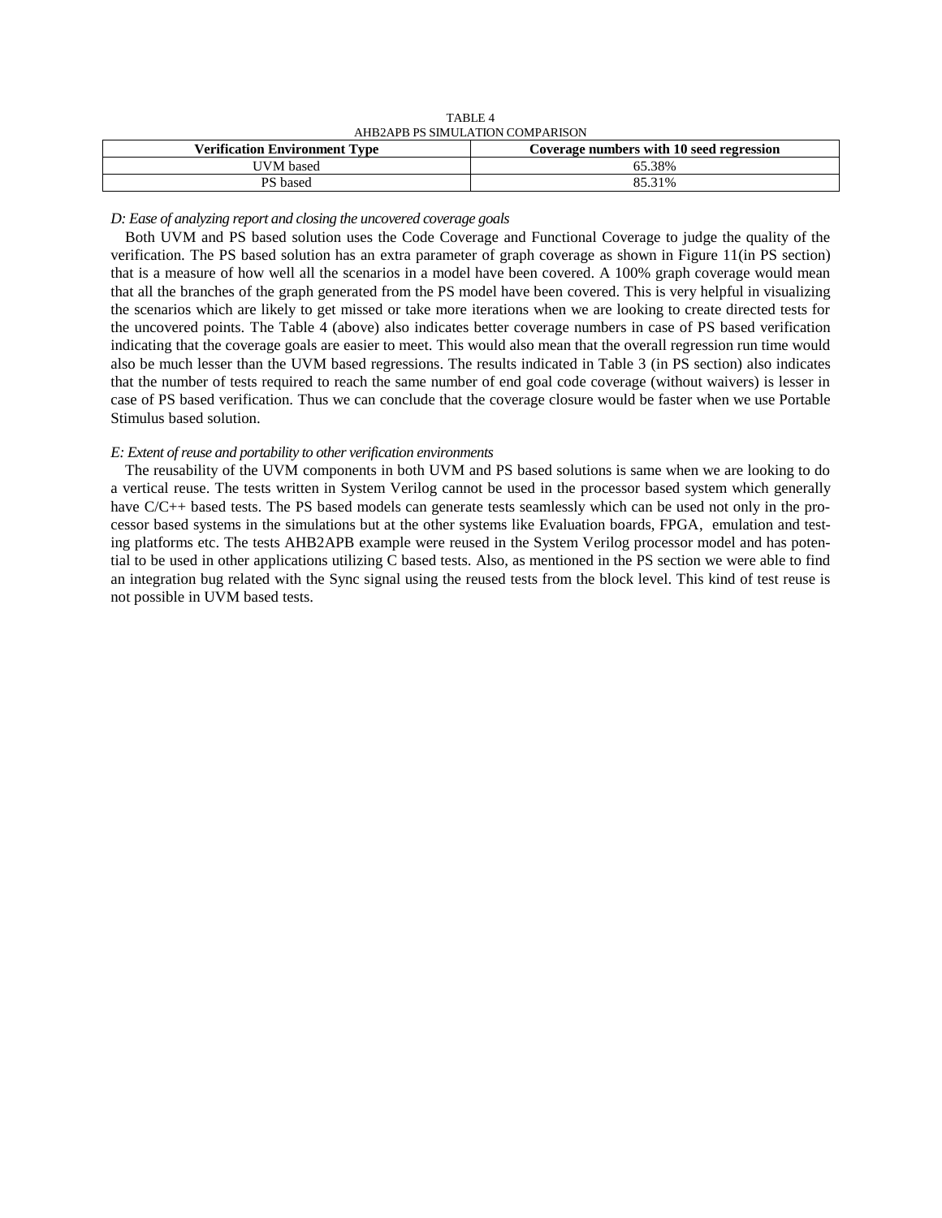TABLE 4
AHB2APB PS SIMULATION COMPARISON

| Verification Environment Type | Coverage numbers with 10 seed regression |
|---|---|
| UVM based | 65.38% |
| PS based | 85.31% |

*D: Ease of analyzing report and closing the uncovered coverage goals*

Both UVM and PS based solution uses the Code Coverage and Functional Coverage to judge the quality of the verification. The PS based solution has an extra parameter of graph coverage as shown in Figure 11(in PS section) that is a measure of how well all the scenarios in a model have been covered. A 100% graph coverage would mean that all the branches of the graph generated from the PS model have been covered. This is very helpful in visualizing the scenarios which are likely to get missed or take more iterations when we are looking to create directed tests for the uncovered points. The Table 4 (above) also indicates better coverage numbers in case of PS based verification indicating that the coverage goals are easier to meet. This would also mean that the overall regression run time would also be much lesser than the UVM based regressions. The results indicated in Table 3 (in PS section) also indicates that the number of tests required to reach the same number of end goal code coverage (without waivers) is lesser in case of PS based verification. Thus we can conclude that the coverage closure would be faster when we use Portable Stimulus based solution.

*E: Extent of reuse and portability to other verification environments*

The reusability of the UVM components in both UVM and PS based solutions is same when we are looking to do a vertical reuse. The tests written in System Verilog cannot be used in the processor based system which generally have C/C++ based tests. The PS based models can generate tests seamlessly which can be used not only in the processor based systems in the simulations but at the other systems like Evaluation boards, FPGA, emulation and testing platforms etc. The tests AHB2APB example were reused in the System Verilog processor model and has potential to be used in other applications utilizing C based tests. Also, as mentioned in the PS section we were able to find an integration bug related with the Sync signal using the reused tests from the block level. This kind of test reuse is not possible in UVM based tests.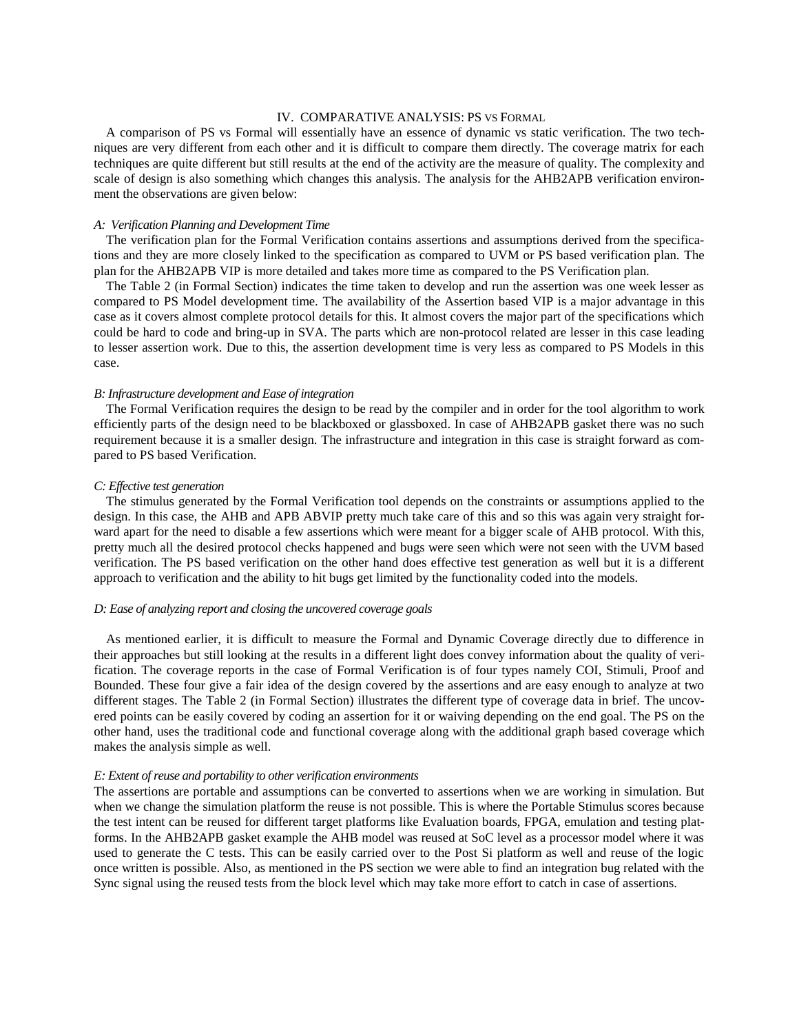## IV. COMPARATIVE ANALYSIS: PS VS FORMAL

A comparison of PS vs Formal will essentially have an essence of dynamic vs static verification. The two techniques are very different from each other and it is difficult to compare them directly. The coverage matrix for each techniques are quite different but still results at the end of the activity are the measure of quality. The complexity and scale of design is also something which changes this analysis. The analysis for the AHB2APB verification environment the observations are given below:

### *A: Verification Planning and Development Time*

The verification plan for the Formal Verification contains assertions and assumptions derived from the specifications and they are more closely linked to the specification as compared to UVM or PS based verification plan. The plan for the AHB2APB VIP is more detailed and takes more time as compared to the PS Verification plan.

The Table 2 (in Formal Section) indicates the time taken to develop and run the assertion was one week lesser as compared to PS Model development time. The availability of the Assertion based VIP is a major advantage in this case as it covers almost complete protocol details for this. It almost covers the major part of the specifications which could be hard to code and bring-up in SVA. The parts which are non-protocol related are lesser in this case leading to lesser assertion work. Due to this, the assertion development time is very less as compared to PS Models in this case.

### *B: Infrastructure development and Ease of integration*

The Formal Verification requires the design to be read by the compiler and in order for the tool algorithm to work efficiently parts of the design need to be blackboxed or glassboxed. In case of AHB2APB gasket there was no such requirement because it is a smaller design. The infrastructure and integration in this case is straight forward as compared to PS based Verification.

### *C: Effective test generation*

The stimulus generated by the Formal Verification tool depends on the constraints or assumptions applied to the design. In this case, the AHB and APB ABVIP pretty much take care of this and so this was again very straight forward apart for the need to disable a few assertions which were meant for a bigger scale of AHB protocol. With this, pretty much all the desired protocol checks happened and bugs were seen which were not seen with the UVM based verification. The PS based verification on the other hand does effective test generation as well but it is a different approach to verification and the ability to hit bugs get limited by the functionality coded into the models.

### *D: Ease of analyzing report and closing the uncovered coverage goals*

As mentioned earlier, it is difficult to measure the Formal and Dynamic Coverage directly due to difference in their approaches but still looking at the results in a different light does convey information about the quality of verification. The coverage reports in the case of Formal Verification is of four types namely COI, Stimuli, Proof and Bounded. These four give a fair idea of the design covered by the assertions and are easy enough to analyze at two different stages. The Table 2 (in Formal Section) illustrates the different type of coverage data in brief. The uncovered points can be easily covered by coding an assertion for it or waiving depending on the end goal. The PS on the other hand, uses the traditional code and functional coverage along with the additional graph based coverage which makes the analysis simple as well.

### *E: Extent of reuse and portability to other verification environments*

The assertions are portable and assumptions can be converted to assertions when we are working in simulation. But when we change the simulation platform the reuse is not possible. This is where the Portable Stimulus scores because the test intent can be reused for different target platforms like Evaluation boards, FPGA, emulation and testing platforms. In the AHB2APB gasket example the AHB model was reused at SoC level as a processor model where it was used to generate the C tests. This can be easily carried over to the Post Si platform as well and reuse of the logic once written is possible. Also, as mentioned in the PS section we were able to find an integration bug related with the Sync signal using the reused tests from the block level which may take more effort to catch in case of assertions.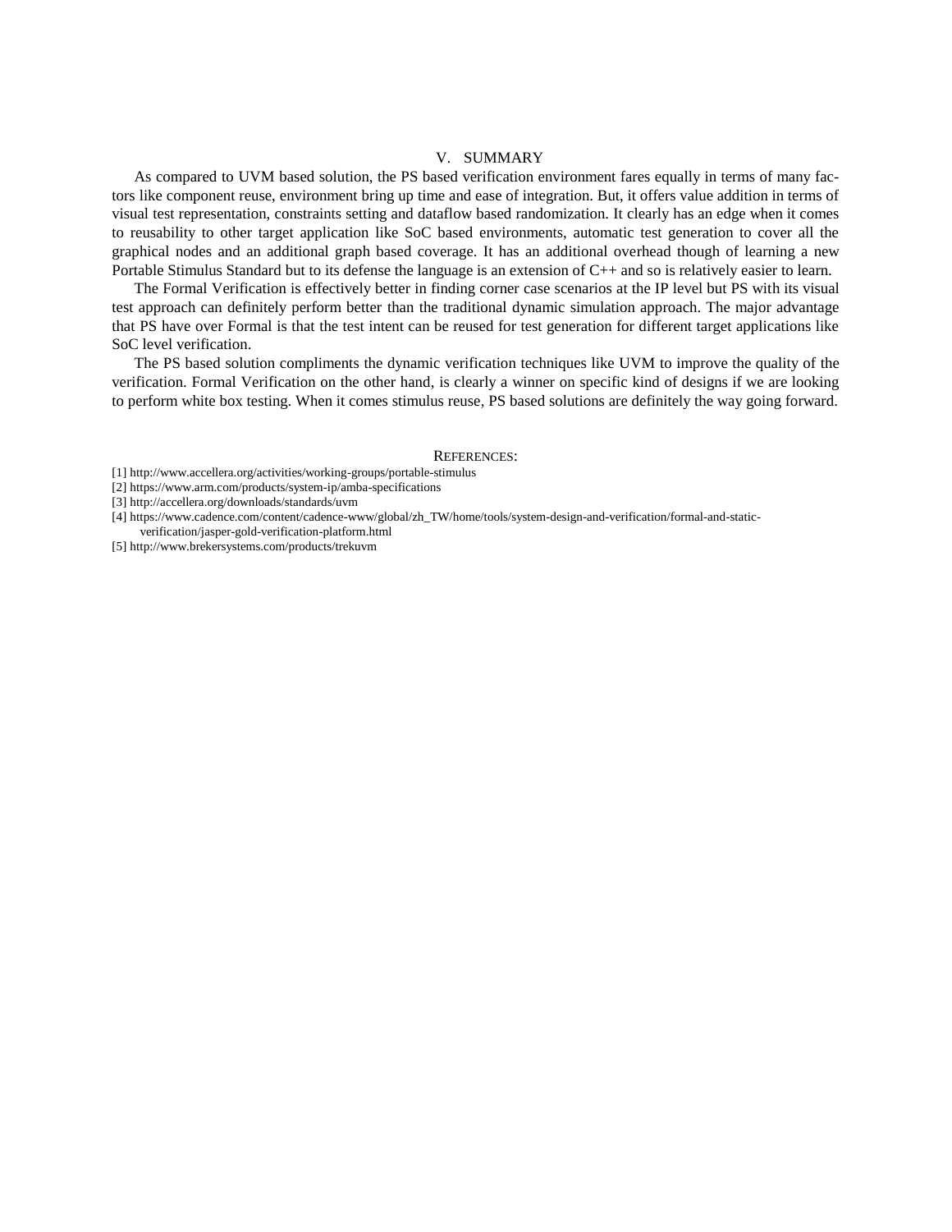## V. SUMMARY

As compared to UVM based solution, the PS based verification environment fares equally in terms of many factors like component reuse, environment bring up time and ease of integration. But, it offers value addition in terms of visual test representation, constraints setting and dataflow based randomization. It clearly has an edge when it comes to reusability to other target application like SoC based environments, automatic test generation to cover all the graphical nodes and an additional graph based coverage. It has an additional overhead though of learning a new Portable Stimulus Standard but to its defense the language is an extension of C++ and so is relatively easier to learn.

The Formal Verification is effectively better in finding corner case scenarios at the IP level but PS with its visual test approach can definitely perform better than the traditional dynamic simulation approach. The major advantage that PS have over Formal is that the test intent can be reused for test generation for different target applications like SoC level verification.

The PS based solution compliments the dynamic verification techniques like UVM to improve the quality of the verification. Formal Verification on the other hand, is clearly a winner on specific kind of designs if we are looking to perform white box testing. When it comes stimulus reuse, PS based solutions are definitely the way going forward.

## REFERENCES:

[1] http://www.accellera.org/activities/working-groups/portable-stimulus

[2] https://www.arm.com/products/system-ip/amba-specifications

[3] http://accellera.org/downloads/standards/uvm

[4] https://www.cadence.com/content/cadence-www/global/zh_TW/home/tools/system-design-and-verification/formal-and-static-verification/jasper-gold-verification-platform.html

[5] http://www.brekersystems.com/products/trekuvm